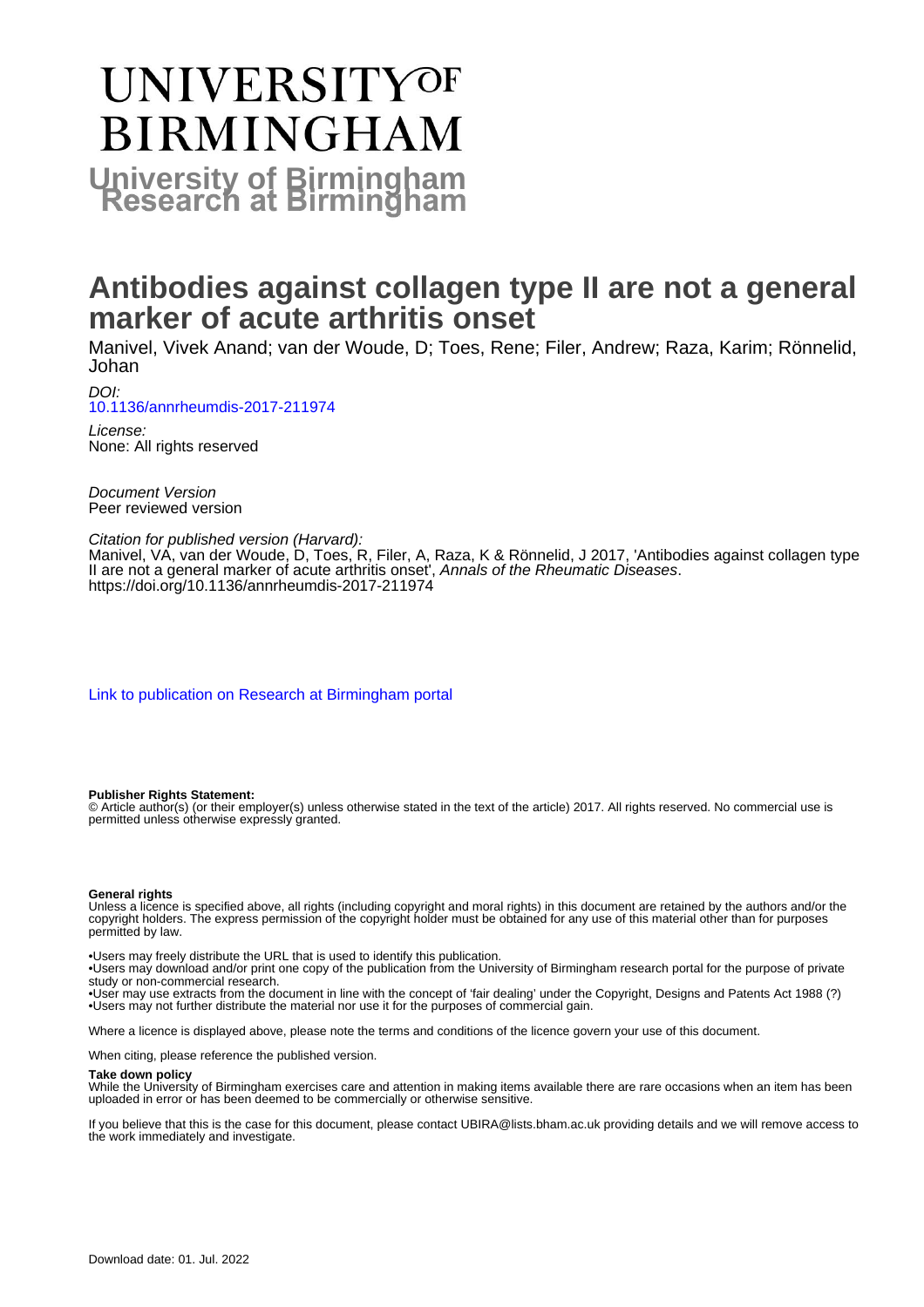# UNIVERSITY OF BIRMINGHAM

**University of Birmingham Research at Birmingham**

# Antibodies against collagen type II are not a general marker of acute arthritis onset

Manivel, Vivek Anand; van der Woude, D; Toes, Rene; Filer, Andrew; Raza, Karim; Rönnelid, Johan

*DOI:*
10.1136/annrheumdis-2017-211974

*License:*
None: All rights reserved

*Document Version*
Peer reviewed version

*Citation for published version (Harvard):*
Manivel, VA, van der Woude, D, Toes, R, Filer, A, Raza, K & Rönnelid, J 2017, 'Antibodies against collagen type II are not a general marker of acute arthritis onset', *Annals of the Rheumatic Diseases*. https://doi.org/10.1136/annrheumdis-2017-211974

Link to publication on Research at Birmingham portal

**Publisher Rights Statement:**
© Article author(s) (or their employer(s) unless otherwise stated in the text of the article) 2017. All rights reserved. No commercial use is permitted unless otherwise expressly granted.

**General rights**
Unless a licence is specified above, all rights (including copyright and moral rights) in this document are retained by the authors and/or the copyright holders. The express permission of the copyright holder must be obtained for any use of this material other than for purposes permitted by law.

•Users may freely distribute the URL that is used to identify this publication.
•Users may download and/or print one copy of the publication from the University of Birmingham research portal for the purpose of private study or non-commercial research.
•User may use extracts from the document in line with the concept of 'fair dealing' under the Copyright, Designs and Patents Act 1988 (?)
•Users may not further distribute the material nor use it for the purposes of commercial gain.

Where a licence is displayed above, please note the terms and conditions of the licence govern your use of this document.

When citing, please reference the published version.

**Take down policy**
While the University of Birmingham exercises care and attention in making items available there are rare occasions when an item has been uploaded in error or has been deemed to be commercially or otherwise sensitive.

If you believe that this is the case for this document, please contact UBIRA@lists.bham.ac.uk providing details and we will remove access to the work immediately and investigate.

Download date: 01. Jul. 2022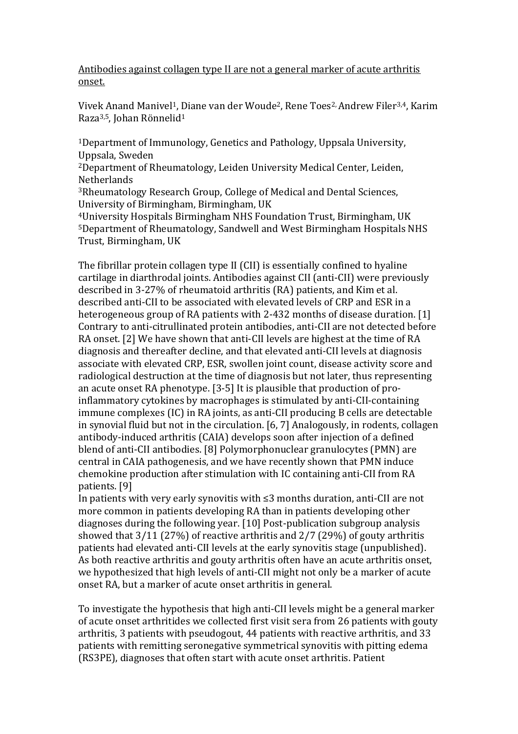Antibodies against collagen type II are not a general marker of acute arthritis onset.

Vivek Anand Manivel[1], Diane van der Woude[2], Rene Toes[2], Andrew Filer[3,4], Karim Raza[3,5], Johan Rönnelid[1]

[1]Department of Immunology, Genetics and Pathology, Uppsala University, Uppsala, Sweden
[2]Department of Rheumatology, Leiden University Medical Center, Leiden, Netherlands
[3]Rheumatology Research Group, College of Medical and Dental Sciences, University of Birmingham, Birmingham, UK
[4]University Hospitals Birmingham NHS Foundation Trust, Birmingham, UK
[5]Department of Rheumatology, Sandwell and West Birmingham Hospitals NHS Trust, Birmingham, UK

The fibrillar protein collagen type II (CII) is essentially confined to hyaline cartilage in diarthrodal joints. Antibodies against CII (anti-CII) were previously described in 3-27% of rheumatoid arthritis (RA) patients, and Kim et al. described anti-CII to be associated with elevated levels of CRP and ESR in a heterogeneous group of RA patients with 2-432 months of disease duration. [1] Contrary to anti-citrullinated protein antibodies, anti-CII are not detected before RA onset. [2] We have shown that anti-CII levels are highest at the time of RA diagnosis and thereafter decline, and that elevated anti-CII levels at diagnosis associate with elevated CRP, ESR, swollen joint count, disease activity score and radiological destruction at the time of diagnosis but not later, thus representing an acute onset RA phenotype. [3-5] It is plausible that production of pro-inflammatory cytokines by macrophages is stimulated by anti-CII-containing immune complexes (IC) in RA joints, as anti-CII producing B cells are detectable in synovial fluid but not in the circulation. [6, 7] Analogously, in rodents, collagen antibody-induced arthritis (CAIA) develops soon after injection of a defined blend of anti-CII antibodies. [8] Polymorphonuclear granulocytes (PMN) are central in CAIA pathogenesis, and we have recently shown that PMN induce chemokine production after stimulation with IC containing anti-CII from RA patients. [9]
In patients with very early synovitis with ≤3 months duration, anti-CII are not more common in patients developing RA than in patients developing other diagnoses during the following year. [10] Post-publication subgroup analysis showed that 3/11 (27%) of reactive arthritis and 2/7 (29%) of gouty arthritis patients had elevated anti-CII levels at the early synovitis stage (unpublished). As both reactive arthritis and gouty arthritis often have an acute arthritis onset, we hypothesized that high levels of anti-CII might not only be a marker of acute onset RA, but a marker of acute onset arthritis in general.

To investigate the hypothesis that high anti-CII levels might be a general marker of acute onset arthritides we collected first visit sera from 26 patients with gouty arthritis, 3 patients with pseudogout, 44 patients with reactive arthritis, and 33 patients with remitting seronegative symmetrical synovitis with pitting edema (RS3PE), diagnoses that often start with acute onset arthritis. Patient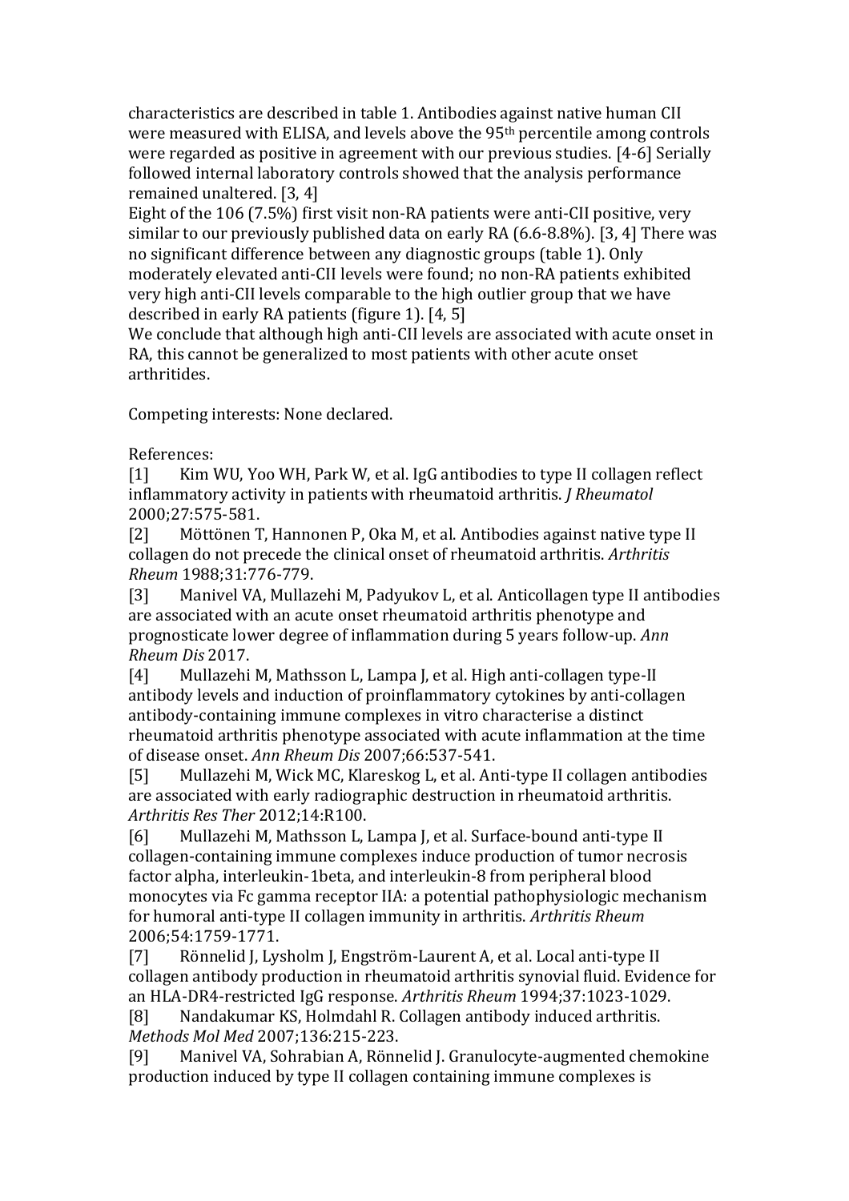characteristics are described in table 1. Antibodies against native human CII were measured with ELISA, and levels above the 95th percentile among controls were regarded as positive in agreement with our previous studies. [4-6] Serially followed internal laboratory controls showed that the analysis performance remained unaltered. [3, 4]

Eight of the 106 (7.5%) first visit non-RA patients were anti-CII positive, very similar to our previously published data on early RA (6.6-8.8%). [3, 4] There was no significant difference between any diagnostic groups (table 1). Only moderately elevated anti-CII levels were found; no non-RA patients exhibited very high anti-CII levels comparable to the high outlier group that we have described in early RA patients (figure 1). [4, 5]

We conclude that although high anti-CII levels are associated with acute onset in RA, this cannot be generalized to most patients with other acute onset arthritides.

Competing interests: None declared.

References:

[1] Kim WU, Yoo WH, Park W, et al. IgG antibodies to type II collagen reflect inflammatory activity in patients with rheumatoid arthritis. *J Rheumatol* 2000;27:575-581.

[2] Möttönen T, Hannonen P, Oka M, et al. Antibodies against native type II collagen do not precede the clinical onset of rheumatoid arthritis. *Arthritis Rheum* 1988;31:776-779.

[3] Manivel VA, Mullazehi M, Padyukov L, et al. Anticollagen type II antibodies are associated with an acute onset rheumatoid arthritis phenotype and prognosticate lower degree of inflammation during 5 years follow-up. *Ann Rheum Dis* 2017.

[4] Mullazehi M, Mathsson L, Lampa J, et al. High anti-collagen type-II antibody levels and induction of proinflammatory cytokines by anti-collagen antibody-containing immune complexes in vitro characterise a distinct rheumatoid arthritis phenotype associated with acute inflammation at the time of disease onset. *Ann Rheum Dis* 2007;66:537-541.

[5] Mullazehi M, Wick MC, Klareskog L, et al. Anti-type II collagen antibodies are associated with early radiographic destruction in rheumatoid arthritis. *Arthritis Res Ther* 2012;14:R100.

[6] Mullazehi M, Mathsson L, Lampa J, et al. Surface-bound anti-type II collagen-containing immune complexes induce production of tumor necrosis factor alpha, interleukin-1beta, and interleukin-8 from peripheral blood monocytes via Fc gamma receptor IIA: a potential pathophysiologic mechanism for humoral anti-type II collagen immunity in arthritis. *Arthritis Rheum* 2006;54:1759-1771.

[7] Rönnelid J, Lysholm J, Engström-Laurent A, et al. Local anti-type II collagen antibody production in rheumatoid arthritis synovial fluid. Evidence for an HLA-DR4-restricted IgG response. *Arthritis Rheum* 1994;37:1023-1029.

[8] Nandakumar KS, Holmdahl R. Collagen antibody induced arthritis. *Methods Mol Med* 2007;136:215-223.

[9] Manivel VA, Sohrabian A, Rönnelid J. Granulocyte-augmented chemokine production induced by type II collagen containing immune complexes is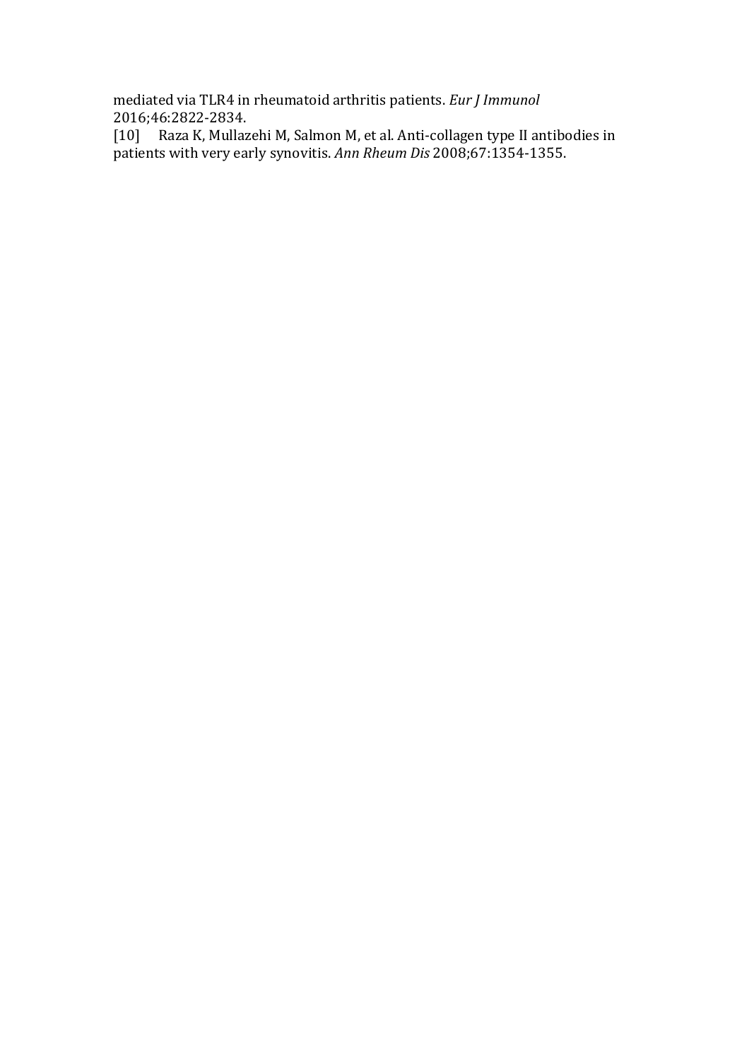mediated via TLR4 in rheumatoid arthritis patients. *Eur J Immunol* 2016;46:2822-2834.

[10] Raza K, Mullazehi M, Salmon M, et al. Anti-collagen type II antibodies in patients with very early synovitis. *Ann Rheum Dis* 2008;67:1354-1355.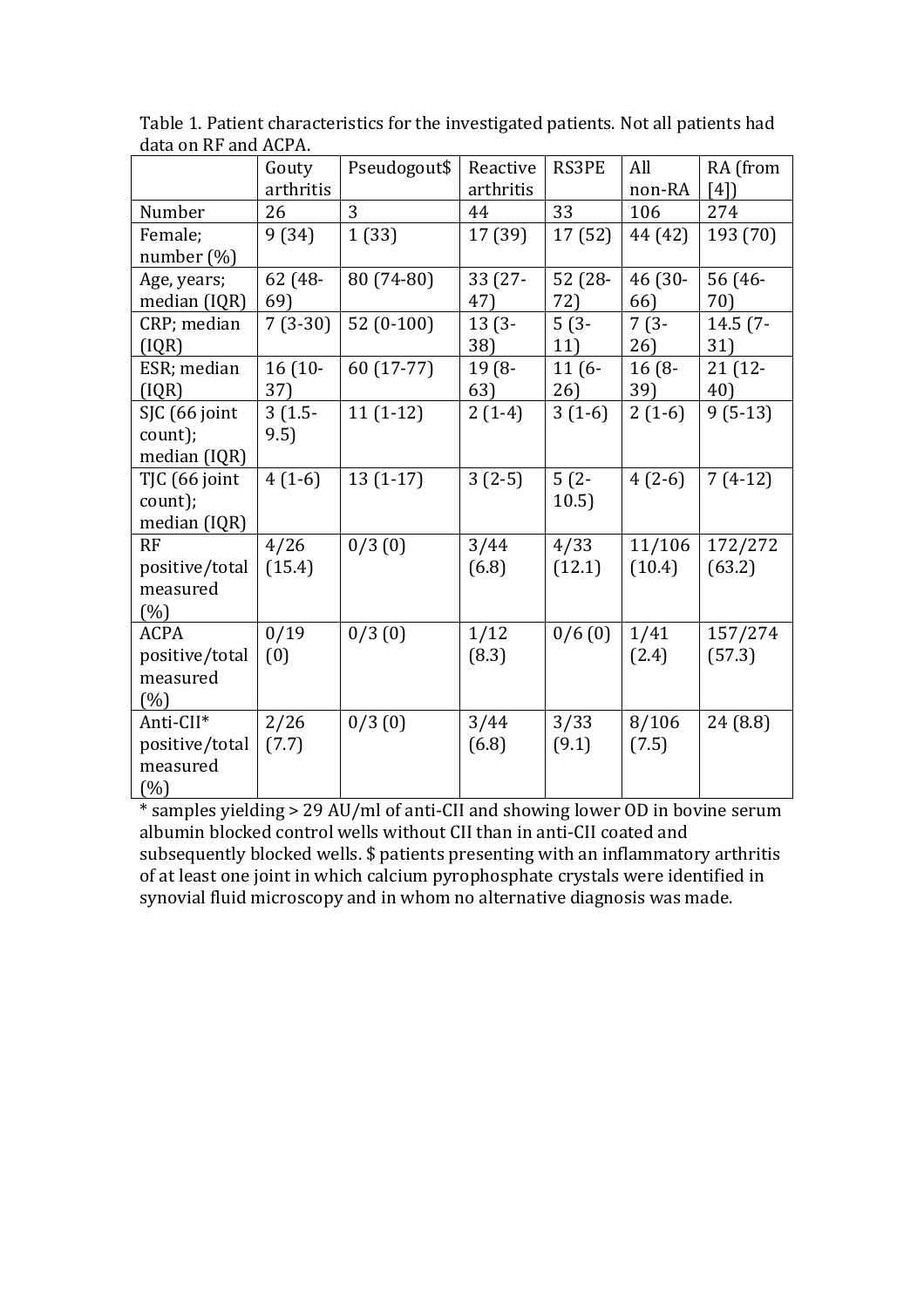Table 1. Patient characteristics for the investigated patients. Not all patients had data on RF and ACPA.

| | Gouty arthritis | Pseudogout$ | Reactive arthritis | RS3PE | All non-RA | RA (from [4]) |
|---|---|---|---|---|---|---|
| Number | 26 | 3 | 44 | 33 | 106 | 274 |
| Female; number (%) | 9 (34) | 1 (33) | 17 (39) | 17 (52) | 44 (42) | 193 (70) |
| Age, years; median (IQR) | 62 (48-69) | 80 (74-80) | 33 (27-47) | 52 (28-72) | 46 (30-66) | 56 (46-70) |
| CRP; median (IQR) | 7 (3-30) | 52 (0-100) | 13 (3-38) | 5 (3-11) | 7 (3-26) | 14.5 (7-31) |
| ESR; median (IQR) | 16 (10-37) | 60 (17-77) | 19 (8-63) | 11 (6-26) | 16 (8-39) | 21 (12-40) |
| SJC (66 joint count); median (IQR) | 3 (1.5-9.5) | 11 (1-12) | 2 (1-4) | 3 (1-6) | 2 (1-6) | 9 (5-13) |
| TJC (66 joint count); median (IQR) | 4 (1-6) | 13 (1-17) | 3 (2-5) | 5 (2-10.5) | 4 (2-6) | 7 (4-12) |
| RF positive/total measured (%) | 4/26 (15.4) | 0/3 (0) | 3/44 (6.8) | 4/33 (12.1) | 11/106 (10.4) | 172/272 (63.2) |
| ACPA positive/total measured (%) | 0/19 (0) | 0/3 (0) | 1/12 (8.3) | 0/6 (0) | 1/41 (2.4) | 157/274 (57.3) |
| Anti-CII* positive/total measured (%) | 2/26 (7.7) | 0/3 (0) | 3/44 (6.8) | 3/33 (9.1) | 8/106 (7.5) | 24 (8.8) |

* samples yielding > 29 AU/ml of anti-CII and showing lower OD in bovine serum albumin blocked control wells without CII than in anti-CII coated and subsequently blocked wells. $ patients presenting with an inflammatory arthritis of at least one joint in which calcium pyrophosphate crystals were identified in synovial fluid microscopy and in whom no alternative diagnosis was made.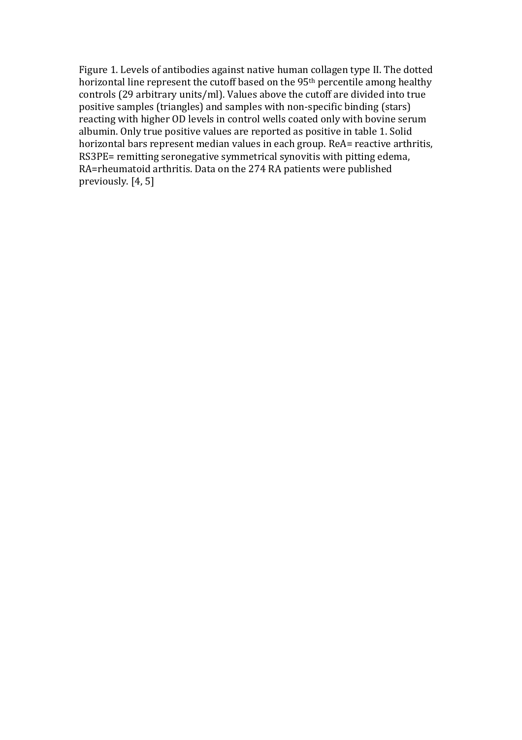Figure 1. Levels of antibodies against native human collagen type II. The dotted horizontal line represent the cutoff based on the 95th percentile among healthy controls (29 arbitrary units/ml). Values above the cutoff are divided into true positive samples (triangles) and samples with non-specific binding (stars) reacting with higher OD levels in control wells coated only with bovine serum albumin. Only true positive values are reported as positive in table 1. Solid horizontal bars represent median values in each group. ReA= reactive arthritis, RS3PE= remitting seronegative symmetrical synovitis with pitting edema, RA=rheumatoid arthritis. Data on the 274 RA patients were published previously. [4, 5]